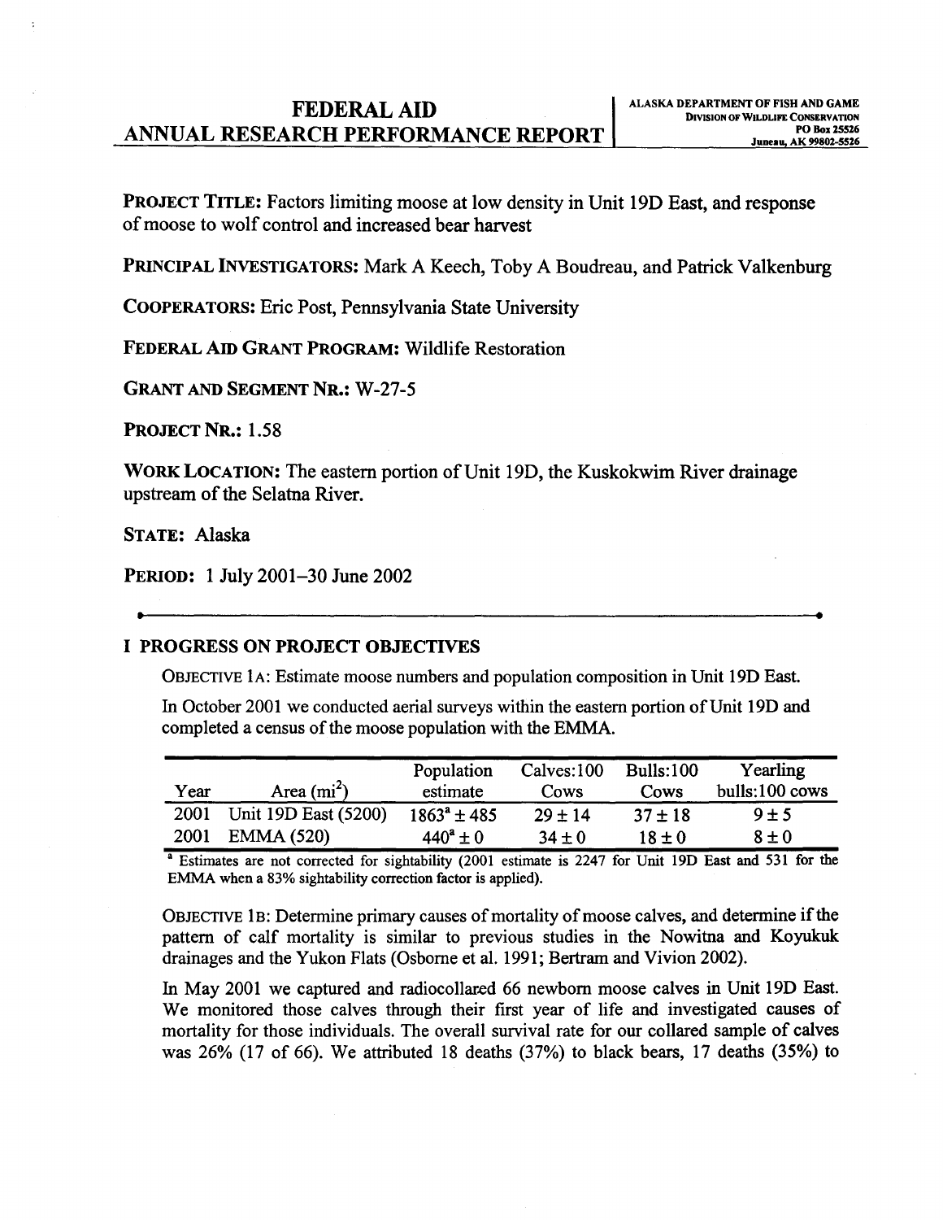# FEDERAL AID ANNUAL RESEARCH PERFORMANCE REPORT

ALASKA DEPARTMENT OF FISH AND GAME
DIVISION OF WILDLIFE CONSERVATION
PO Box 25526
Juneau, AK 99802-5526

**PROJECT TITLE:** Factors limiting moose at low density in Unit 19D East, and response of moose to wolf control and increased bear harvest

**PRINCIPAL INVESTIGATORS:** Mark A Keech, Toby A Boudreau, and Patrick Valkenburg

**COOPERATORS:** Eric Post, Pennsylvania State University

**FEDERAL AID GRANT PROGRAM:** Wildlife Restoration

**GRANT AND SEGMENT NR.:** W-27-5

**PROJECT NR.:** 1.58

**WORK LOCATION:** The eastern portion of Unit 19D, the Kuskokwim River drainage upstream of the Selatna River.

**STATE:** Alaska

**PERIOD:** 1 July 2001–30 June 2002

---

## I PROGRESS ON PROJECT OBJECTIVES

OBJECTIVE 1A: Estimate moose numbers and population composition in Unit 19D East.

In October 2001 we conducted aerial surveys within the eastern portion of Unit 19D and completed a census of the moose population with the EMMA.

| Year | Area ($mi^2$) | Population estimate | Calves:100 Cows | Bulls:100 Cows | Yearling bulls:100 cows |
|---|---|---|---|---|---|
| 2001 | Unit 19D East (5200) | 1863[a] ± 485 | 29 ± 14 | 37 ± 18 | 9 ± 5 |
| 2001 | EMMA (520) | 440[a] ± 0 | 34 ± 0 | 18 ± 0 | 8 ± 0 |

[a] Estimates are not corrected for sightability (2001 estimate is 2247 for Unit 19D East and 531 for the EMMA when a 83% sightability correction factor is applied).

OBJECTIVE 1B: Determine primary causes of mortality of moose calves, and determine if the pattern of calf mortality is similar to previous studies in the Nowitna and Koyukuk drainages and the Yukon Flats (Osborne et al. 1991; Bertram and Vivion 2002).

In May 2001 we captured and radiocollared 66 newborn moose calves in Unit 19D East. We monitored those calves through their first year of life and investigated causes of mortality for those individuals. The overall survival rate for our collared sample of calves was 26% (17 of 66). We attributed 18 deaths (37%) to black bears, 17 deaths (35%) to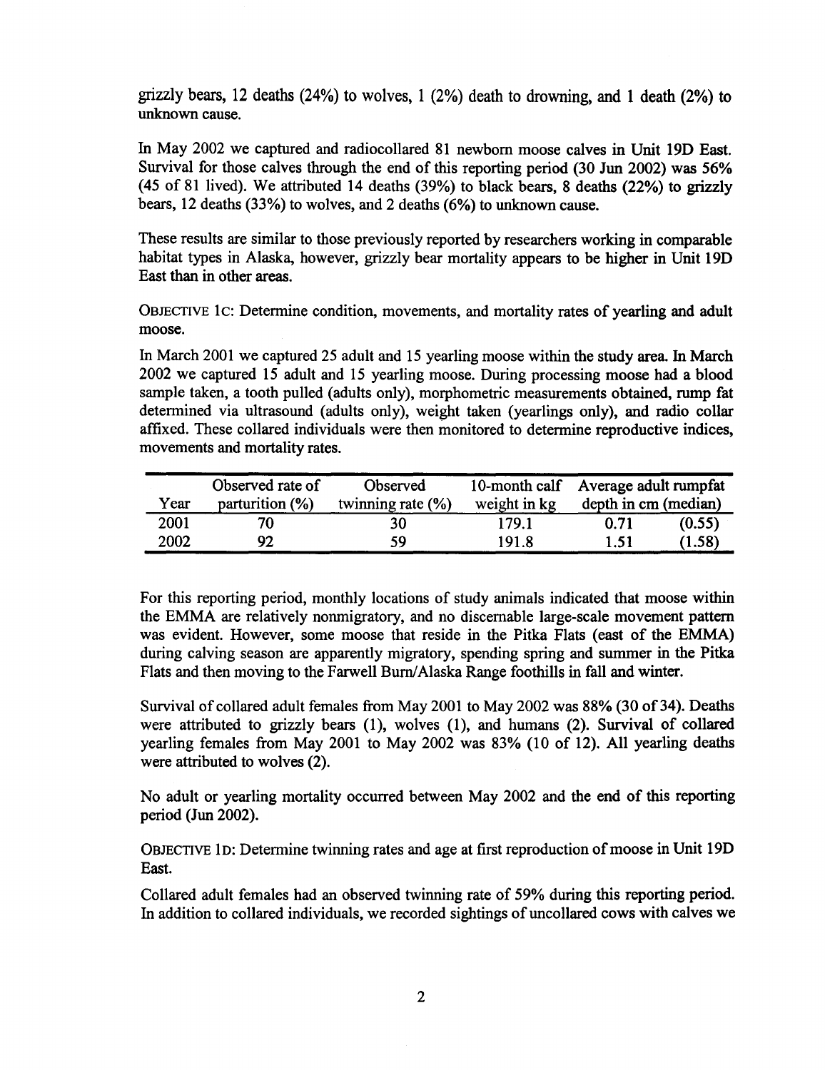grizzly bears, 12 deaths (24%) to wolves, 1 (2%) death to drowning, and 1 death (2%) to unknown cause.

In May 2002 we captured and radiocollared 81 newborn moose calves in Unit 19D East. Survival for those calves through the end of this reporting period (30 Jun 2002) was 56% (45 of 81 lived). We attributed 14 deaths (39%) to black bears, 8 deaths (22%) to grizzly bears, 12 deaths (33%) to wolves, and 2 deaths (6%) to unknown cause.

These results are similar to those previously reported by researchers working in comparable habitat types in Alaska, however, grizzly bear mortality appears to be higher in Unit 19D East than in other areas.

OBJECTIVE 1C: Determine condition, movements, and mortality rates of yearling and adult moose.

In March 2001 we captured 25 adult and 15 yearling moose within the study area. In March 2002 we captured 15 adult and 15 yearling moose. During processing moose had a blood sample taken, a tooth pulled (adults only), morphometric measurements obtained, rump fat determined via ultrasound (adults only), weight taken (yearlings only), and radio collar affixed. These collared individuals were then monitored to determine reproductive indices, movements and mortality rates.

| Year | Observed rate of parturition (%) | Observed twinning rate (%) | 10-month calf weight in kg | Average adult rumpfat depth in cm (median) | |
|---|---|---|---|---|---|
| 2001 | 70 | 30 | 179.1 | 0.71 | (0.55) |
| 2002 | 92 | 59 | 191.8 | 1.51 | (1.58) |

For this reporting period, monthly locations of study animals indicated that moose within the EMMA are relatively nonmigratory, and no discernable large-scale movement pattern was evident. However, some moose that reside in the Pitka Flats (east of the EMMA) during calving season are apparently migratory, spending spring and summer in the Pitka Flats and then moving to the Farwell Burn/Alaska Range foothills in fall and winter.

Survival of collared adult females from May 2001 to May 2002 was 88% (30 of 34). Deaths were attributed to grizzly bears (1), wolves (1), and humans (2). Survival of collared yearling females from May 2001 to May 2002 was 83% (10 of 12). All yearling deaths were attributed to wolves (2).

No adult or yearling mortality occurred between May 2002 and the end of this reporting period (Jun 2002).

OBJECTIVE 1D: Determine twinning rates and age at first reproduction of moose in Unit 19D East.

Collared adult females had an observed twinning rate of 59% during this reporting period. In addition to collared individuals, we recorded sightings of uncollared cows with calves we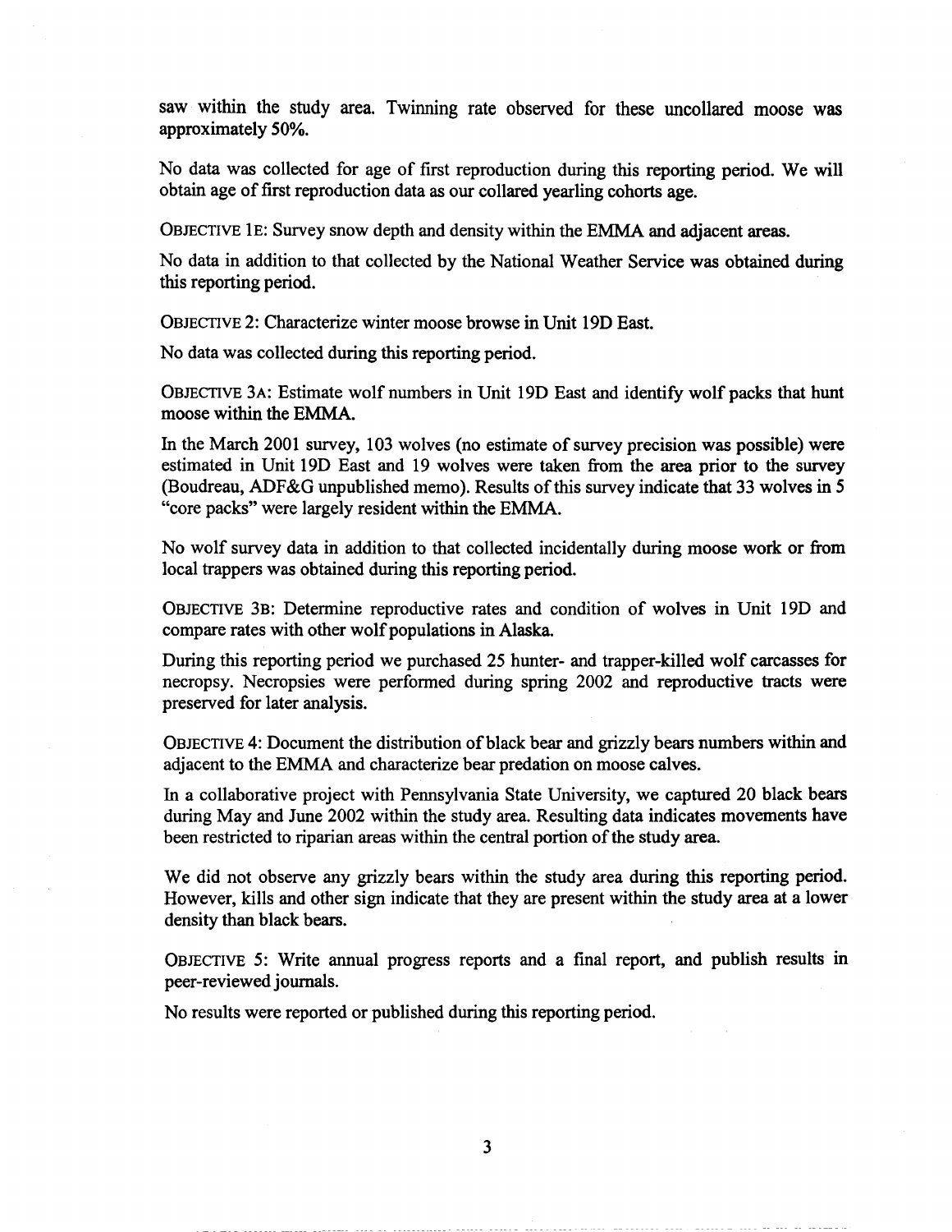saw within the study area. Twinning rate observed for these uncollared moose was approximately 50%.

No data was collected for age of first reproduction during this reporting period. We will obtain age of first reproduction data as our collared yearling cohorts age.

OBJECTIVE 1E: Survey snow depth and density within the EMMA and adjacent areas.

No data in addition to that collected by the National Weather Service was obtained during this reporting period.

OBJECTIVE 2: Characterize winter moose browse in Unit 19D East.

No data was collected during this reporting period.

OBJECTIVE 3A: Estimate wolf numbers in Unit 19D East and identify wolf packs that hunt moose within the EMMA.

In the March 2001 survey, 103 wolves (no estimate of survey precision was possible) were estimated in Unit 19D East and 19 wolves were taken from the area prior to the survey (Boudreau, ADF&G unpublished memo). Results of this survey indicate that 33 wolves in 5 "core packs" were largely resident within the EMMA.

No wolf survey data in addition to that collected incidentally during moose work or from local trappers was obtained during this reporting period.

OBJECTIVE 3B: Determine reproductive rates and condition of wolves in Unit 19D and compare rates with other wolf populations in Alaska.

During this reporting period we purchased 25 hunter- and trapper-killed wolf carcasses for necropsy. Necropsies were performed during spring 2002 and reproductive tracts were preserved for later analysis.

OBJECTIVE 4: Document the distribution of black bear and grizzly bears numbers within and adjacent to the EMMA and characterize bear predation on moose calves.

In a collaborative project with Pennsylvania State University, we captured 20 black bears during May and June 2002 within the study area. Resulting data indicates movements have been restricted to riparian areas within the central portion of the study area.

We did not observe any grizzly bears within the study area during this reporting period. However, kills and other sign indicate that they are present within the study area at a lower density than black bears.

OBJECTIVE 5: Write annual progress reports and a final report, and publish results in peer-reviewed journals.

No results were reported or published during this reporting period.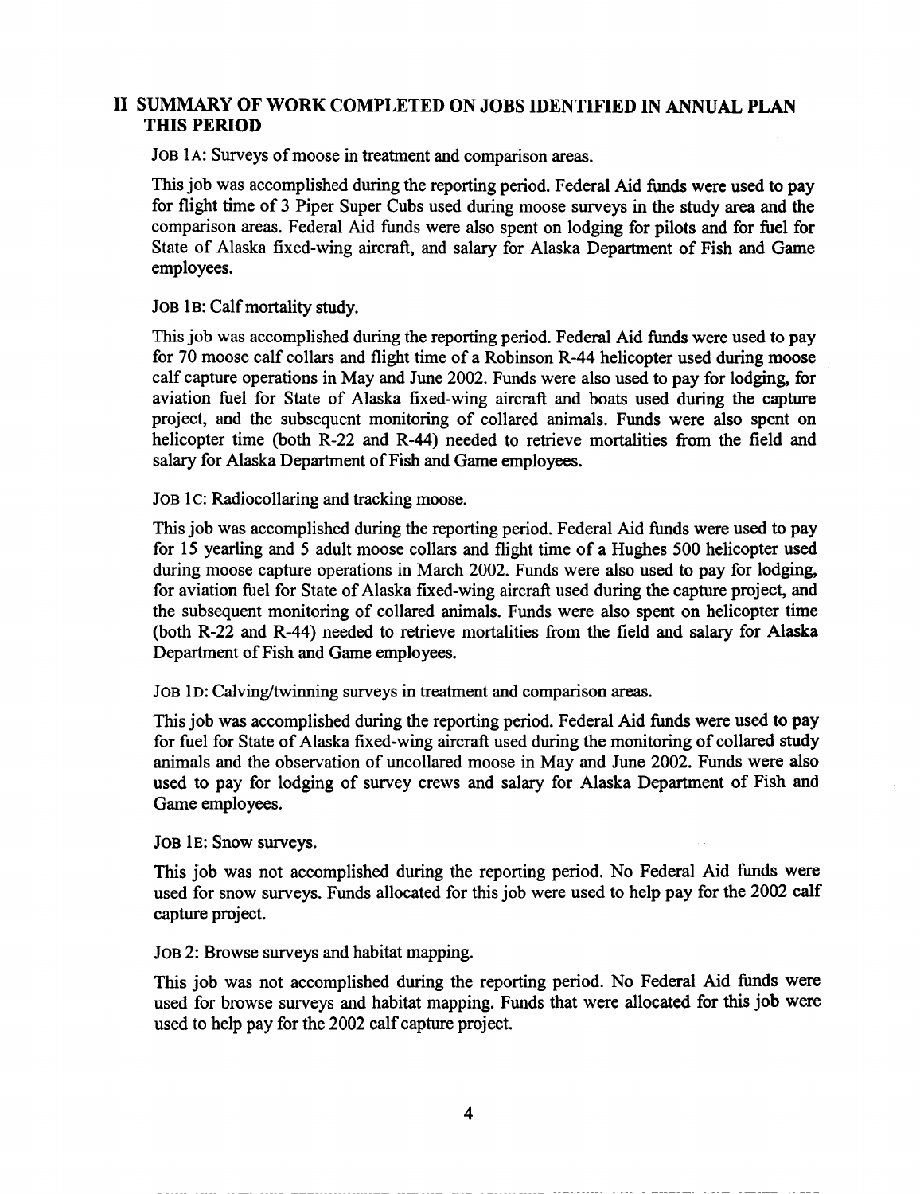## II SUMMARY OF WORK COMPLETED ON JOBS IDENTIFIED IN ANNUAL PLAN THIS PERIOD

JOB 1A: Surveys of moose in treatment and comparison areas.

This job was accomplished during the reporting period. Federal Aid funds were used to pay for flight time of 3 Piper Super Cubs used during moose surveys in the study area and the comparison areas. Federal Aid funds were also spent on lodging for pilots and for fuel for State of Alaska fixed-wing aircraft, and salary for Alaska Department of Fish and Game employees.

JOB 1B: Calf mortality study.

This job was accomplished during the reporting period. Federal Aid funds were used to pay for 70 moose calf collars and flight time of a Robinson R-44 helicopter used during moose calf capture operations in May and June 2002. Funds were also used to pay for lodging, for aviation fuel for State of Alaska fixed-wing aircraft and boats used during the capture project, and the subsequent monitoring of collared animals. Funds were also spent on helicopter time (both R-22 and R-44) needed to retrieve mortalities from the field and salary for Alaska Department of Fish and Game employees.

JOB 1C: Radiocollaring and tracking moose.

This job was accomplished during the reporting period. Federal Aid funds were used to pay for 15 yearling and 5 adult moose collars and flight time of a Hughes 500 helicopter used during moose capture operations in March 2002. Funds were also used to pay for lodging, for aviation fuel for State of Alaska fixed-wing aircraft used during the capture project, and the subsequent monitoring of collared animals. Funds were also spent on helicopter time (both R-22 and R-44) needed to retrieve mortalities from the field and salary for Alaska Department of Fish and Game employees.

JOB 1D: Calving/twinning surveys in treatment and comparison areas.

This job was accomplished during the reporting period. Federal Aid funds were used to pay for fuel for State of Alaska fixed-wing aircraft used during the monitoring of collared study animals and the observation of uncollared moose in May and June 2002. Funds were also used to pay for lodging of survey crews and salary for Alaska Department of Fish and Game employees.

JOB 1E: Snow surveys.

This job was not accomplished during the reporting period. No Federal Aid funds were used for snow surveys. Funds allocated for this job were used to help pay for the 2002 calf capture project.

JOB 2: Browse surveys and habitat mapping.

This job was not accomplished during the reporting period. No Federal Aid funds were used for browse surveys and habitat mapping. Funds that were allocated for this job were used to help pay for the 2002 calf capture project.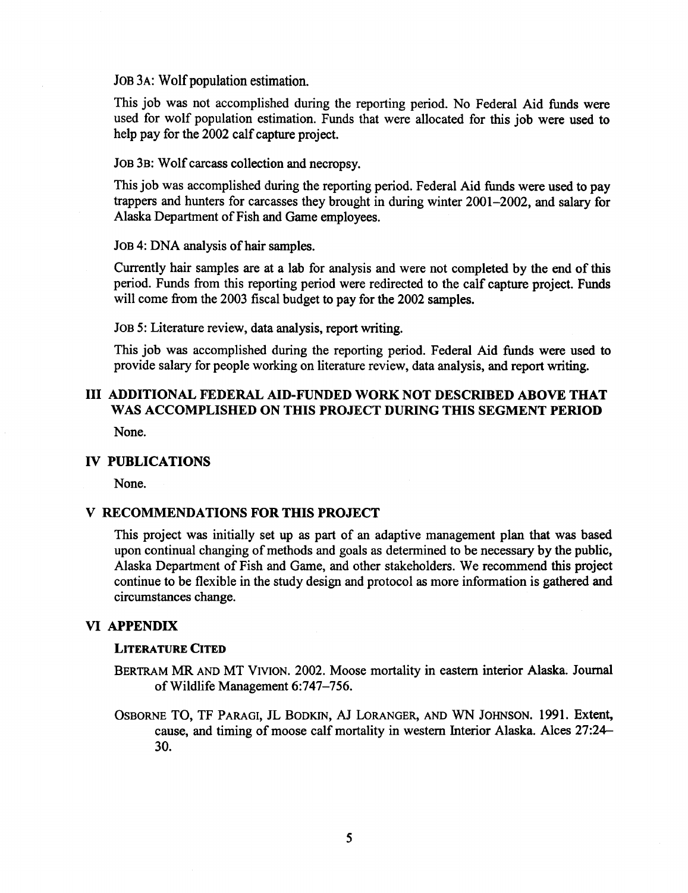JOB 3A: Wolf population estimation.

This job was not accomplished during the reporting period. No Federal Aid funds were used for wolf population estimation. Funds that were allocated for this job were used to help pay for the 2002 calf capture project.

JOB 3B: Wolf carcass collection and necropsy.

This job was accomplished during the reporting period. Federal Aid funds were used to pay trappers and hunters for carcasses they brought in during winter 2001–2002, and salary for Alaska Department of Fish and Game employees.

JOB 4: DNA analysis of hair samples.

Currently hair samples are at a lab for analysis and were not completed by the end of this period. Funds from this reporting period were redirected to the calf capture project. Funds will come from the 2003 fiscal budget to pay for the 2002 samples.

JOB 5: Literature review, data analysis, report writing.

This job was accomplished during the reporting period. Federal Aid funds were used to provide salary for people working on literature review, data analysis, and report writing.

## III ADDITIONAL FEDERAL AID-FUNDED WORK NOT DESCRIBED ABOVE THAT WAS ACCOMPLISHED ON THIS PROJECT DURING THIS SEGMENT PERIOD

None.

## IV PUBLICATIONS

None.

## V RECOMMENDATIONS FOR THIS PROJECT

This project was initially set up as part of an adaptive management plan that was based upon continual changing of methods and goals as determined to be necessary by the public, Alaska Department of Fish and Game, and other stakeholders. We recommend this project continue to be flexible in the study design and protocol as more information is gathered and circumstances change.

## VI APPENDIX

### LITERATURE CITED

BERTRAM MR AND MT VIVION. 2002. Moose mortality in eastern interior Alaska. Journal of Wildlife Management 6:747–756.

OSBORNE TO, TF PARAGI, JL BODKIN, AJ LORANGER, AND WN JOHNSON. 1991. Extent, cause, and timing of moose calf mortality in western Interior Alaska. Alces 27:24–30.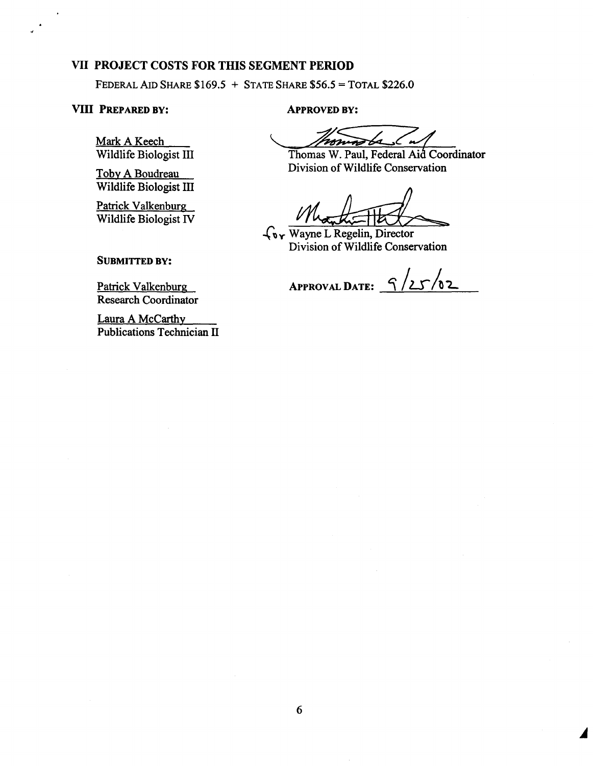## VII PROJECT COSTS FOR THIS SEGMENT PERIOD

FEDERAL AID SHARE $169.5 + STATE SHARE $56.5 = TOTAL $226.0

## VIII PREPARED BY:

Mark A Keech
Wildlife Biologist III

Toby A Boudreau
Wildlife Biologist III

Patrick Valkenburg
Wildlife Biologist IV

**SUBMITTED BY:**

Patrick Valkenburg
Research Coordinator

Laura A McCarthy
Publications Technician II

**APPROVED BY:**

Thomas W. Paul, Federal Aid Coordinator
Division of Wildlife Conservation

for Wayne L Regelin, Director
Division of Wildlife Conservation

**APPROVAL DATE:** 9/25/02